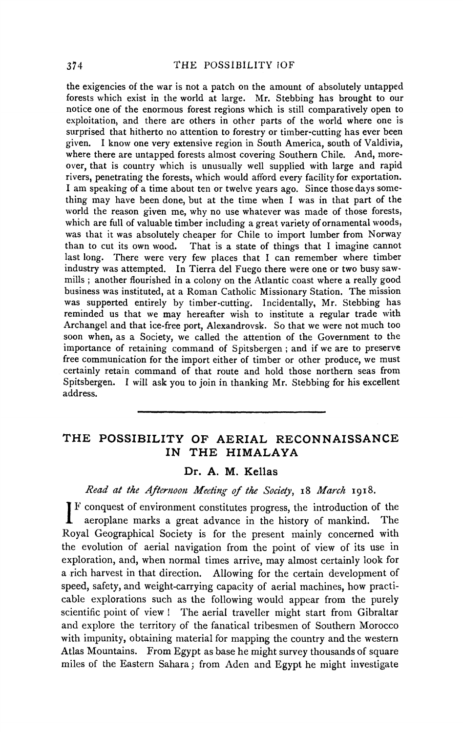the exigencies of the war is not a patch on the amount of absolutely untapped forests which exist in the world at large. Mr. Stebbing has brought to our notice one of the enormous forest regions which is still comparatively open to exploitation, and there are others in other parts of the world where one is surprised that hitherto no attention to forestry or timber-cutting has ever been given. I know one very extensive region in South America, south of Valdivia, where there are untapped forests almost covering Southern Chile. And, moreover, that is country which is unusually well supplied with large and rapid rivers, penetrating the forests, which would afford every facility for exportation. I am speaking of a time about ten or twelve years ago. Since those days something may have been done, but at the time when I was in that part of the world the reason given me, why no use whatever was made of those forests, which are full of valuable timber including a great variety of ornamental woods, was that it was absolutely cheaper for Chile to import lumber from Norway than to cut its own wood. That is a state of things that I imagine cannot last long. There were very few places that I can remember where timber industry was attempted. In Tierra del Fuego there were one or two busy sawmills; another flourished in a colony on the Atlantic coast where a really good business was instituted, at a Roman Catholic Missionary Station. The mission was supported entirely by timber-cutting. Incidentally, Mr. Stebbing has reminded us that we may hereafter wish to institute a regular trade with Archangel and that ice-free port, Alexandrovsk. So that we were not much too soon when, as a Society, we called the attention of the Government to the importance of retaining command of Spitsbergen; and if we are to preserve free communication for the import either of timber or other produce, we must certainly retain command of that route and hold those northern seas from Spitsbergen. I will ask you to join in thanking Mr. Stebbing for his excellent address.

---

# THE POSSIBILITY OF AERIAL RECONNAISSANCE IN THE HIMALAYA

## Dr. A. M. Kellas

*Read at the Afternoon Meeting of the Society, 18 March 1918.*

If conquest of environment constitutes progress, the introduction of the aeroplane marks a great advance in the history of mankind. The Royal Geographical Society is for the present mainly concerned with the evolution of aerial navigation from the point of view of its use in exploration, and, when normal times arrive, may almost certainly look for a rich harvest in that direction. Allowing for the certain development of speed, safety, and weight-carrying capacity of aerial machines, how practicable explorations such as the following would appear from the purely scientific point of view! The aerial traveller might start from Gibraltar and explore the territory of the fanatical tribesmen of Southern Morocco with impunity, obtaining material for mapping the country and the western Atlas Mountains. From Egypt as base he might survey thousands of square miles of the Eastern Sahara; from Aden and Egypt he might investigate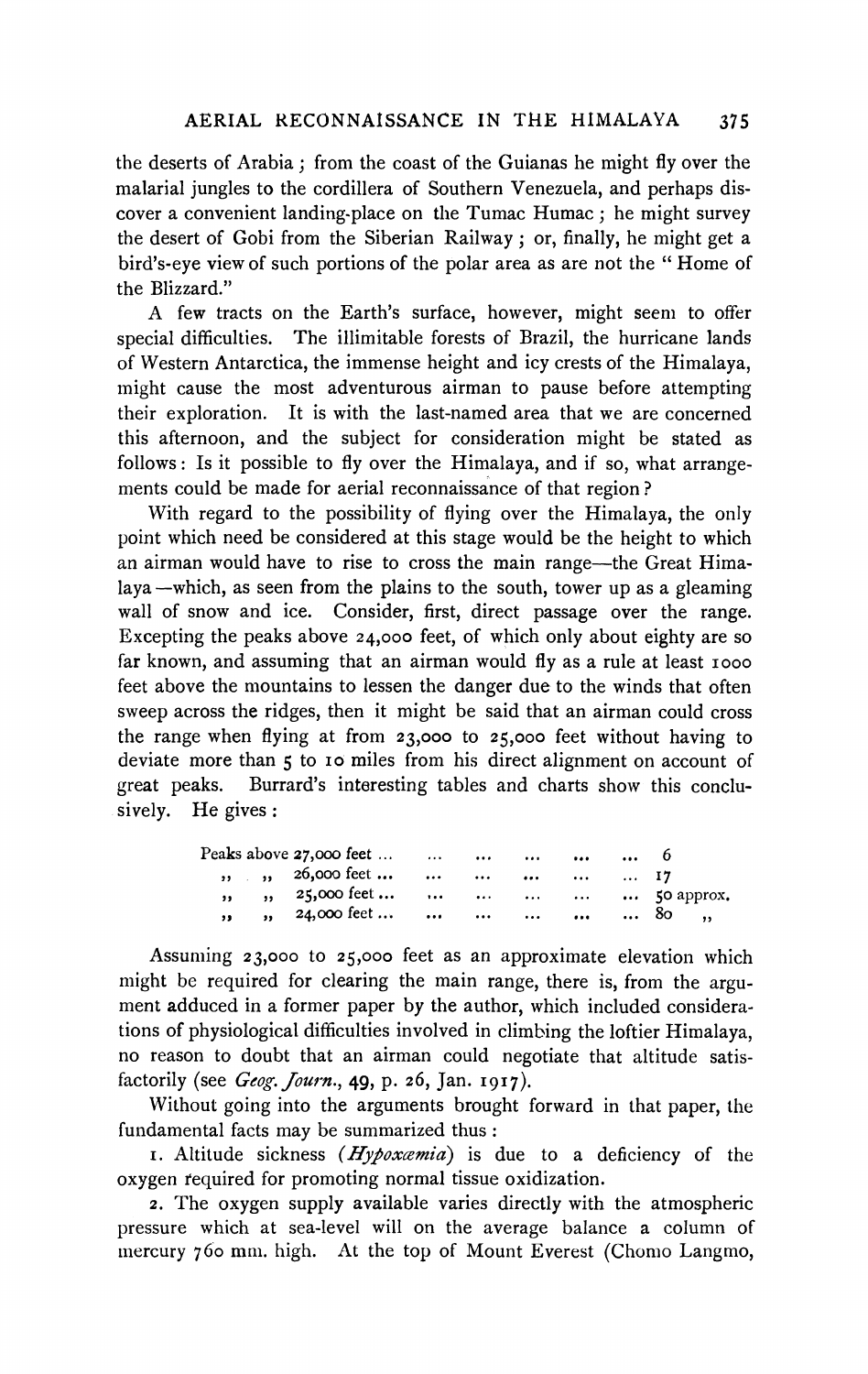the deserts of Arabia; from the coast of the Guianas he might fly over the malarial jungles to the cordillera of Southern Venezuela, and perhaps discover a convenient landing-place on the Tumac Humac; he might survey the desert of Gobi from the Siberian Railway; or, finally, he might get a bird's-eye view of such portions of the polar area as are not the "Home of the Blizzard."

A few tracts on the Earth's surface, however, might seem to offer special difficulties. The illimitable forests of Brazil, the hurricane lands of Western Antarctica, the immense height and icy crests of the Himalaya, might cause the most adventurous airman to pause before attempting their exploration. It is with the last-named area that we are concerned this afternoon, and the subject for consideration might be stated as follows: Is it possible to fly over the Himalaya, and if so, what arrangements could be made for aerial reconnaissance of that region?

With regard to the possibility of flying over the Himalaya, the only point which need be considered at this stage would be the height to which an airman would have to rise to cross the main range—the Great Himalaya—which, as seen from the plains to the south, tower up as a gleaming wall of snow and ice. Consider, first, direct passage over the range. Excepting the peaks above 24,000 feet, of which only about eighty are so far known, and assuming that an airman would fly as a rule at least 1000 feet above the mountains to lessen the danger due to the winds that often sweep across the ridges, then it might be said that an airman could cross the range when flying at from 23,000 to 25,000 feet without having to deviate more than 5 to 10 miles from his direct alignment on account of great peaks. Burrard's interesting tables and charts show this conclusively. He gives:

| | |
|---|---|
| Peaks above 27,000 feet ... | 6 |
| ,, ,, 26,000 feet ... | 17 |
| ,, ,, 25,000 feet ... | 50 approx. |
| ,, ,, 24,000 feet ... | 80 ,, |

Assuming 23,000 to 25,000 feet as an approximate elevation which might be required for clearing the main range, there is, from the argument adduced in a former paper by the author, which included considerations of physiological difficulties involved in climbing the loftier Himalaya, no reason to doubt that an airman could negotiate that altitude satisfactorily (see *Geog. Journ.*, 49, p. 26, Jan. 1917).

Without going into the arguments brought forward in that paper, the fundamental facts may be summarized thus:

1. Altitude sickness (*Hypoxæmia*) is due to a deficiency of the oxygen required for promoting normal tissue oxidization.

2. The oxygen supply available varies directly with the atmospheric pressure which at sea-level will on the average balance a column of mercury 760 mm. high. At the top of Mount Everest (Chomo Langmo,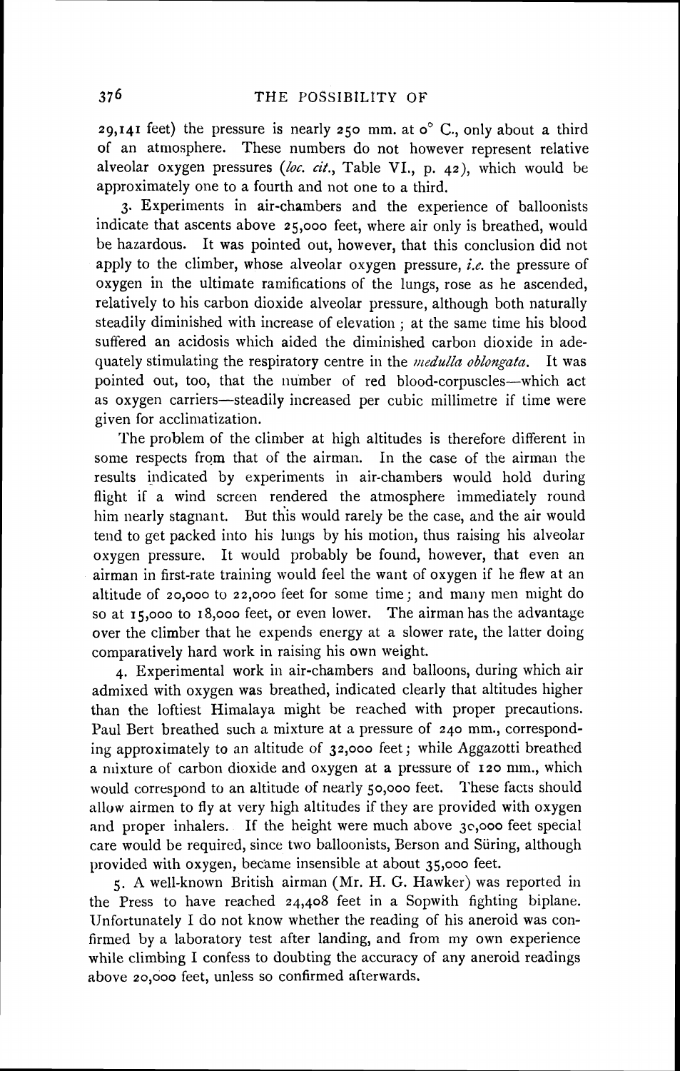29,141 feet) the pressure is nearly 250 mm. at 0° C., only about a third of an atmosphere. These numbers do not however represent relative alveolar oxygen pressures (*loc. cit.*, Table VI., p. 42), which would be approximately one to a fourth and not one to a third.

3. Experiments in air-chambers and the experience of balloonists indicate that ascents above 25,000 feet, where air only is breathed, would be hazardous. It was pointed out, however, that this conclusion did not apply to the climber, whose alveolar oxygen pressure, *i.e.* the pressure of oxygen in the ultimate ramifications of the lungs, rose as he ascended, relatively to his carbon dioxide alveolar pressure, although both naturally steadily diminished with increase of elevation ; at the same time his blood suffered an acidosis which aided the diminished carbon dioxide in adequately stimulating the respiratory centre in the *medulla oblongata*. It was pointed out, too, that the number of red blood-corpuscles—which act as oxygen carriers—steadily increased per cubic millimetre if time were given for acclimatization.

The problem of the climber at high altitudes is therefore different in some respects from that of the airman. In the case of the airman the results indicated by experiments in air-chambers would hold during flight if a wind screen rendered the atmosphere immediately round him nearly stagnant. But this would rarely be the case, and the air would tend to get packed into his lungs by his motion, thus raising his alveolar oxygen pressure. It would probably be found, however, that even an airman in first-rate training would feel the want of oxygen if he flew at an altitude of 20,000 to 22,000 feet for some time; and many men might do so at 15,000 to 18,000 feet, or even lower. The airman has the advantage over the climber that he expends energy at a slower rate, the latter doing comparatively hard work in raising his own weight.

4. Experimental work in air-chambers and balloons, during which air admixed with oxygen was breathed, indicated clearly that altitudes higher than the loftiest Himalaya might be reached with proper precautions. Paul Bert breathed such a mixture at a pressure of 240 mm., corresponding approximately to an altitude of 32,000 feet; while Aggazotti breathed a mixture of carbon dioxide and oxygen at a pressure of 120 mm., which would correspond to an altitude of nearly 50,000 feet. These facts should allow airmen to fly at very high altitudes if they are provided with oxygen and proper inhalers. If the height were much above 30,000 feet special care would be required, since two balloonists, Berson and Süring, although provided with oxygen, became insensible at about 35,000 feet.

5. A well-known British airman (Mr. H. G. Hawker) was reported in the Press to have reached 24,408 feet in a Sopwith fighting biplane. Unfortunately I do not know whether the reading of his aneroid was confirmed by a laboratory test after landing, and from my own experience while climbing I confess to doubting the accuracy of any aneroid readings above 20,000 feet, unless so confirmed afterwards.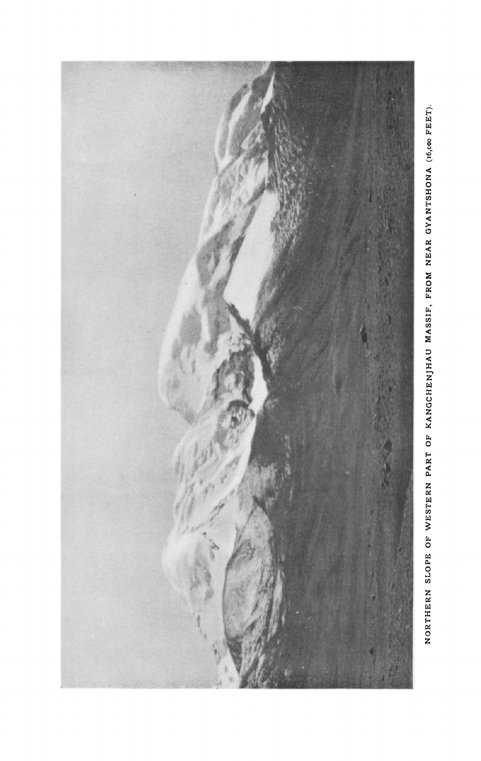NORTHERN SLOPE OF WESTERN PART OF KANGCHENJHAU MASSIF, FROM NEAR GYANTSHONA (16,000 FEET).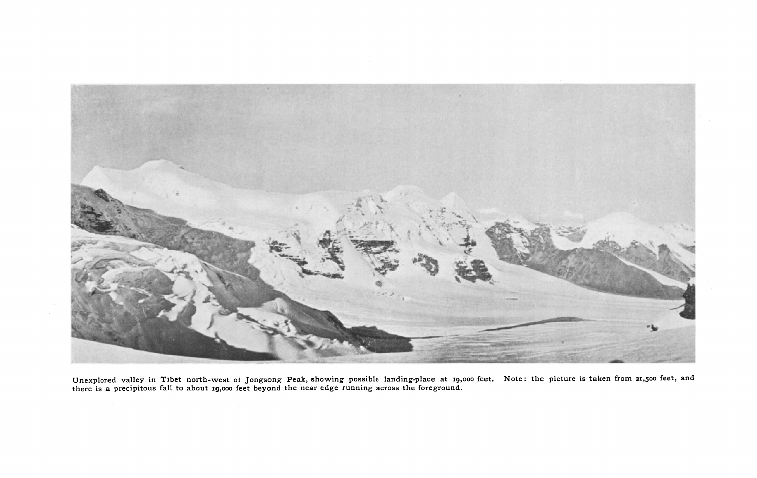Unexplored valley in Tibet north-west of Jongsong Peak, showing possible landing-place at 19,000 feet. Note: the picture is taken from 21,500 feet, and there is a precipitous fall to about 19,000 feet beyond the near edge running across the foreground.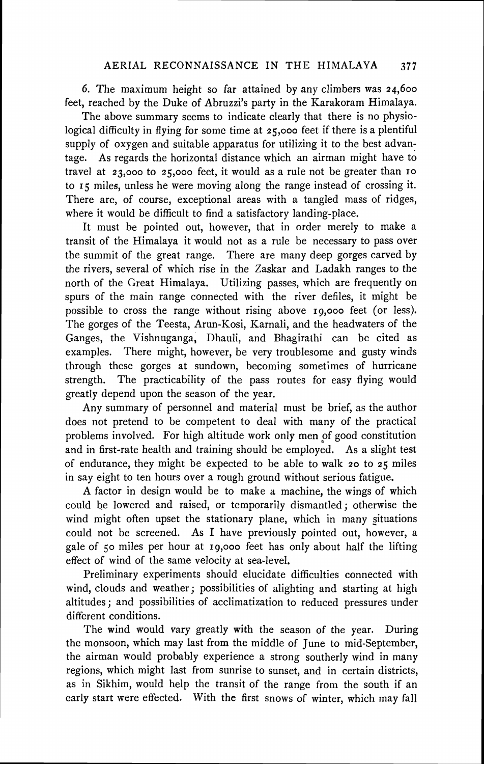6. The maximum height so far attained by any climbers was 24,600 feet, reached by the Duke of Abruzzi's party in the Karakoram Himalaya.

The above summary seems to indicate clearly that there is no physiological difficulty in flying for some time at 25,000 feet if there is a plentiful supply of oxygen and suitable apparatus for utilizing it to the best advantage. As regards the horizontal distance which an airman might have to travel at 23,000 to 25,000 feet, it would as a rule not be greater than 10 to 15 miles, unless he were moving along the range instead of crossing it. There are, of course, exceptional areas with a tangled mass of ridges, where it would be difficult to find a satisfactory landing-place.

It must be pointed out, however, that in order merely to make a transit of the Himalaya it would not as a rule be necessary to pass over the summit of the great range. There are many deep gorges carved by the rivers, several of which rise in the Zaskar and Ladakh ranges to the north of the Great Himalaya. Utilizing passes, which are frequently on spurs of the main range connected with the river defiles, it might be possible to cross the range without rising above 19,000 feet (or less). The gorges of the Teesta, Arun-Kosi, Karnali, and the headwaters of the Ganges, the Vishnuganga, Dhauli, and Bhagirathi can be cited as examples. There might, however, be very troublesome and gusty winds through these gorges at sundown, becoming sometimes of hurricane strength. The practicability of the pass routes for easy flying would greatly depend upon the season of the year.

Any summary of personnel and material must be brief, as the author does not pretend to be competent to deal with many of the practical problems involved. For high altitude work only men of good constitution and in first-rate health and training should be employed. As a slight test of endurance, they might be expected to be able to walk 20 to 25 miles in say eight to ten hours over a rough ground without serious fatigue.

A factor in design would be to make a machine, the wings of which could be lowered and raised, or temporarily dismantled; otherwise the wind might often upset the stationary plane, which in many situations could not be screened. As I have previously pointed out, however, a gale of 50 miles per hour at 19,000 feet has only about half the lifting effect of wind of the same velocity at sea-level.

Preliminary experiments should elucidate difficulties connected with wind, clouds and weather; possibilities of alighting and starting at high altitudes; and possibilities of acclimatization to reduced pressures under different conditions.

The wind would vary greatly with the season of the year. During the monsoon, which may last from the middle of June to mid-September, the airman would probably experience a strong southerly wind in many regions, which might last from sunrise to sunset, and in certain districts, as in Sikhim, would help the transit of the range from the south if an early start were effected. With the first snows of winter, which may fall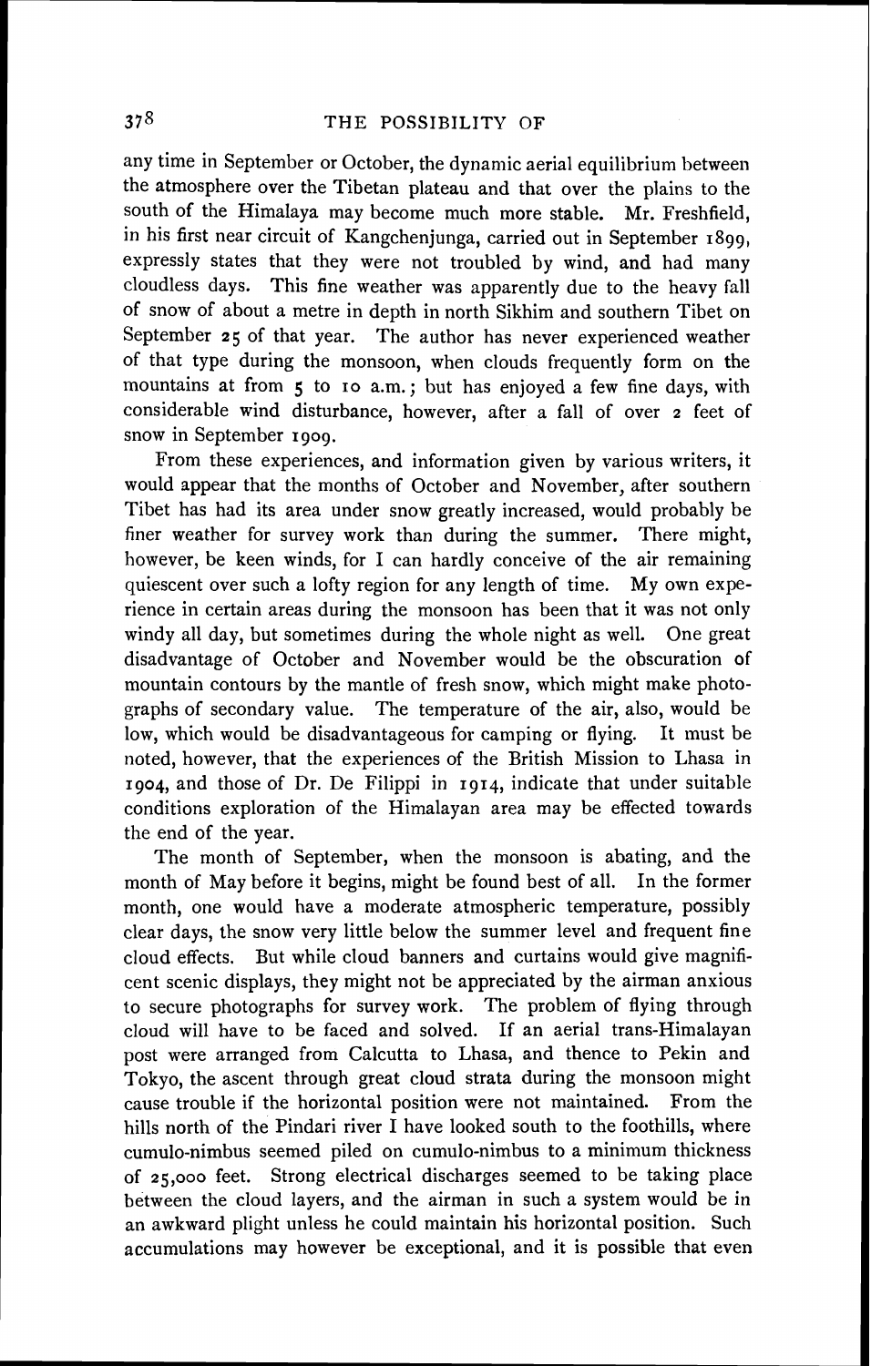any time in September or October, the dynamic aerial equilibrium between the atmosphere over the Tibetan plateau and that over the plains to the south of the Himalaya may become much more stable. Mr. Freshfield, in his first near circuit of Kangchenjunga, carried out in September 1899, expressly states that they were not troubled by wind, and had many cloudless days. This fine weather was apparently due to the heavy fall of snow of about a metre in depth in north Sikhim and southern Tibet on September 25 of that year. The author has never experienced weather of that type during the monsoon, when clouds frequently form on the mountains at from 5 to 10 a.m.; but has enjoyed a few fine days, with considerable wind disturbance, however, after a fall of over 2 feet of snow in September 1909.

From these experiences, and information given by various writers, it would appear that the months of October and November, after southern Tibet has had its area under snow greatly increased, would probably be finer weather for survey work than during the summer. There might, however, be keen winds, for I can hardly conceive of the air remaining quiescent over such a lofty region for any length of time. My own experience in certain areas during the monsoon has been that it was not only windy all day, but sometimes during the whole night as well. One great disadvantage of October and November would be the obscuration of mountain contours by the mantle of fresh snow, which might make photographs of secondary value. The temperature of the air, also, would be low, which would be disadvantageous for camping or flying. It must be noted, however, that the experiences of the British Mission to Lhasa in 1904, and those of Dr. De Filippi in 1914, indicate that under suitable conditions exploration of the Himalayan area may be effected towards the end of the year.

The month of September, when the monsoon is abating, and the month of May before it begins, might be found best of all. In the former month, one would have a moderate atmospheric temperature, possibly clear days, the snow very little below the summer level and frequent fine cloud effects. But while cloud banners and curtains would give magnificent scenic displays, they might not be appreciated by the airman anxious to secure photographs for survey work. The problem of flying through cloud will have to be faced and solved. If an aerial trans-Himalayan post were arranged from Calcutta to Lhasa, and thence to Pekin and Tokyo, the ascent through great cloud strata during the monsoon might cause trouble if the horizontal position were not maintained. From the hills north of the Pindari river I have looked south to the foothills, where cumulo-nimbus seemed piled on cumulo-nimbus to a minimum thickness of 25,000 feet. Strong electrical discharges seemed to be taking place between the cloud layers, and the airman in such a system would be in an awkward plight unless he could maintain his horizontal position. Such accumulations may however be exceptional, and it is possible that even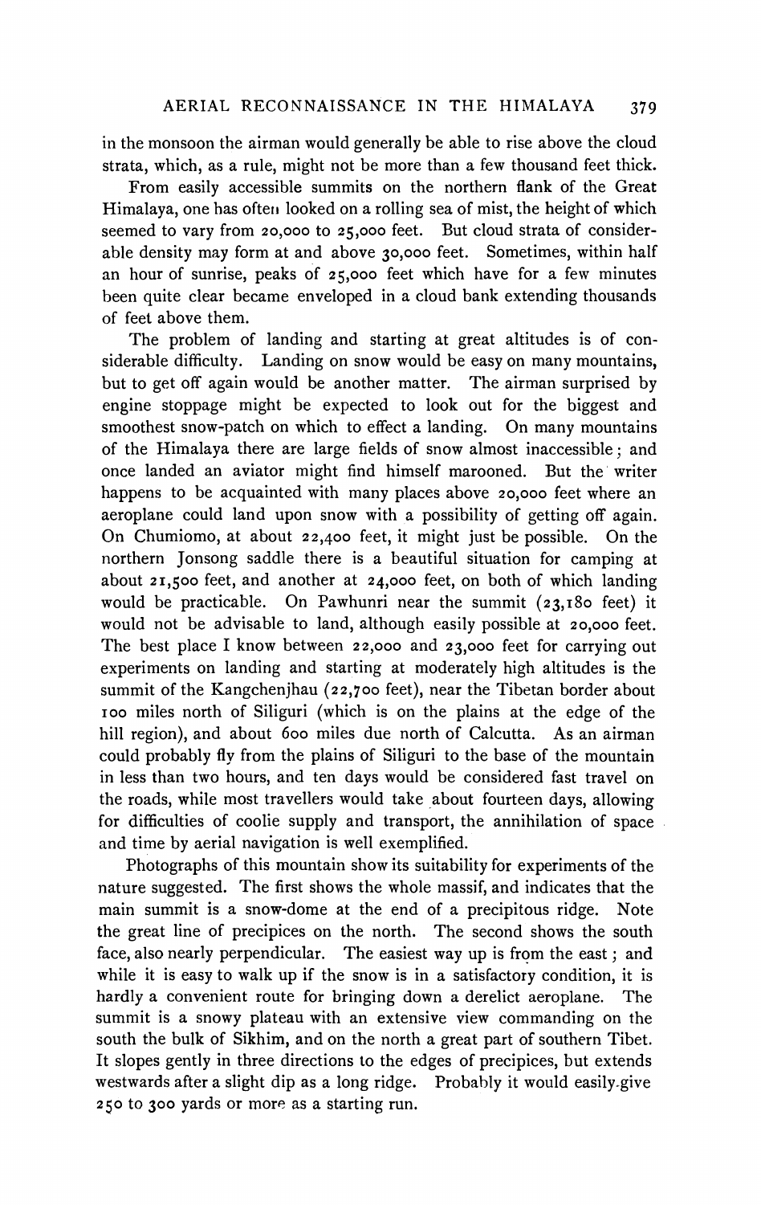in the monsoon the airman would generally be able to rise above the cloud strata, which, as a rule, might not be more than a few thousand feet thick.

From easily accessible summits on the northern flank of the Great Himalaya, one has often looked on a rolling sea of mist, the height of which seemed to vary from 20,000 to 25,000 feet. But cloud strata of considerable density may form at and above 30,000 feet. Sometimes, within half an hour of sunrise, peaks of 25,000 feet which have for a few minutes been quite clear became enveloped in a cloud bank extending thousands of feet above them.

The problem of landing and starting at great altitudes is of considerable difficulty. Landing on snow would be easy on many mountains, but to get off again would be another matter. The airman surprised by engine stoppage might be expected to look out for the biggest and smoothest snow-patch on which to effect a landing. On many mountains of the Himalaya there are large fields of snow almost inaccessible; and once landed an aviator might find himself marooned. But the writer happens to be acquainted with many places above 20,000 feet where an aeroplane could land upon snow with a possibility of getting off again. On Chumiomo, at about 22,400 feet, it might just be possible. On the northern Jonsong saddle there is a beautiful situation for camping at about 21,500 feet, and another at 24,000 feet, on both of which landing would be practicable. On Pawhunri near the summit (23,180 feet) it would not be advisable to land, although easily possible at 20,000 feet. The best place I know between 22,000 and 23,000 feet for carrying out experiments on landing and starting at moderately high altitudes is the summit of the Kangchenjhau (22,700 feet), near the Tibetan border about 100 miles north of Siliguri (which is on the plains at the edge of the hill region), and about 600 miles due north of Calcutta. As an airman could probably fly from the plains of Siliguri to the base of the mountain in less than two hours, and ten days would be considered fast travel on the roads, while most travellers would take about fourteen days, allowing for difficulties of coolie supply and transport, the annihilation of space and time by aerial navigation is well exemplified.

Photographs of this mountain show its suitability for experiments of the nature suggested. The first shows the whole massif, and indicates that the main summit is a snow-dome at the end of a precipitous ridge. Note the great line of precipices on the north. The second shows the south face, also nearly perpendicular. The easiest way up is from the east; and while it is easy to walk up if the snow is in a satisfactory condition, it is hardly a convenient route for bringing down a derelict aeroplane. The summit is a snowy plateau with an extensive view commanding on the south the bulk of Sikhim, and on the north a great part of southern Tibet. It slopes gently in three directions to the edges of precipices, but extends westwards after a slight dip as a long ridge. Probably it would easily give 250 to 300 yards or more as a starting run.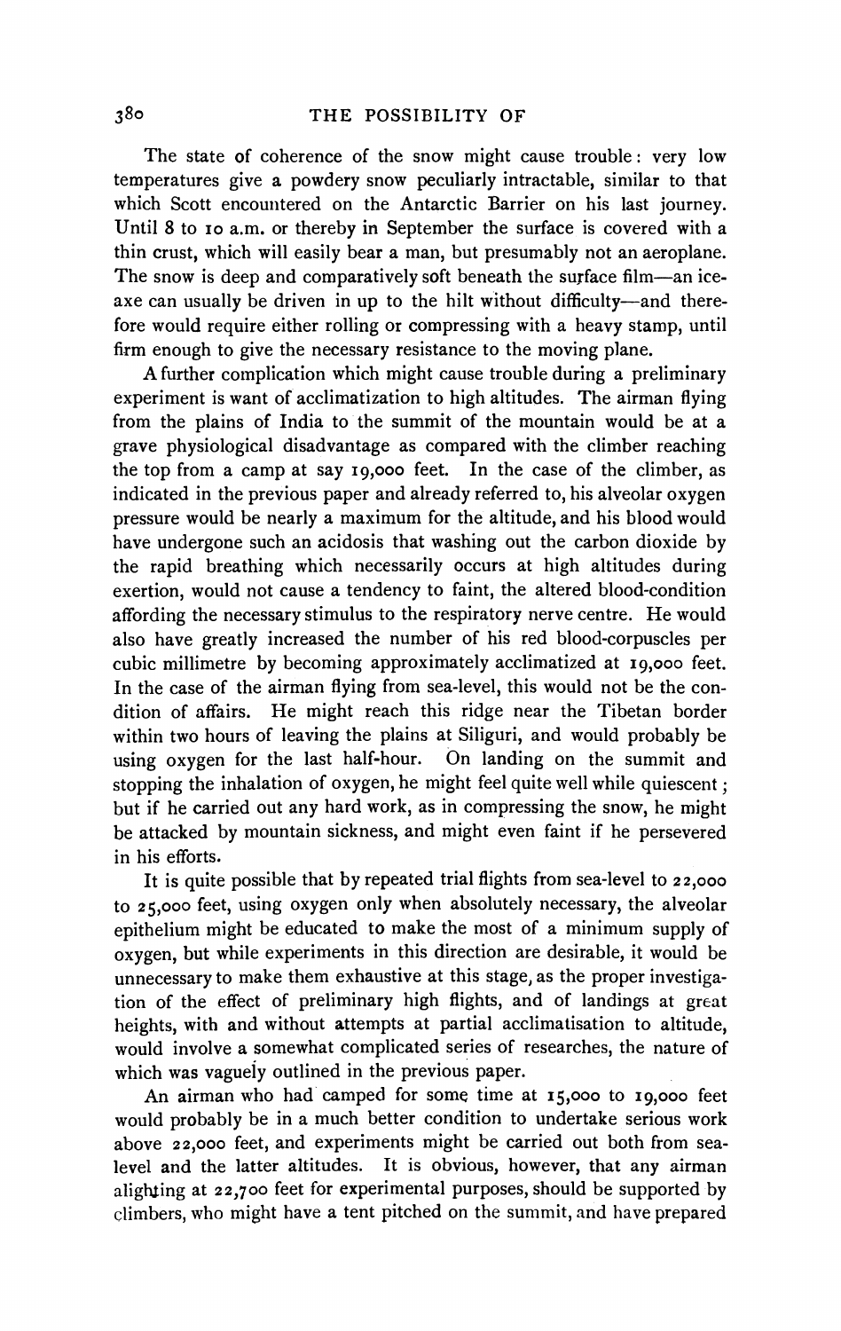The state of coherence of the snow might cause trouble: very low temperatures give a powdery snow peculiarly intractable, similar to that which Scott encountered on the Antarctic Barrier on his last journey. Until 8 to 10 a.m. or thereby in September the surface is covered with a thin crust, which will easily bear a man, but presumably not an aeroplane. The snow is deep and comparatively soft beneath the surface film—an ice-axe can usually be driven in up to the hilt without difficulty—and therefore would require either rolling or compressing with a heavy stamp, until firm enough to give the necessary resistance to the moving plane.

A further complication which might cause trouble during a preliminary experiment is want of acclimatization to high altitudes. The airman flying from the plains of India to the summit of the mountain would be at a grave physiological disadvantage as compared with the climber reaching the top from a camp at say 19,000 feet. In the case of the climber, as indicated in the previous paper and already referred to, his alveolar oxygen pressure would be nearly a maximum for the altitude, and his blood would have undergone such an acidosis that washing out the carbon dioxide by the rapid breathing which necessarily occurs at high altitudes during exertion, would not cause a tendency to faint, the altered blood-condition affording the necessary stimulus to the respiratory nerve centre. He would also have greatly increased the number of his red blood-corpuscles per cubic millimetre by becoming approximately acclimatized at 19,000 feet. In the case of the airman flying from sea-level, this would not be the condition of affairs. He might reach this ridge near the Tibetan border within two hours of leaving the plains at Siliguri, and would probably be using oxygen for the last half-hour. On landing on the summit and stopping the inhalation of oxygen, he might feel quite well while quiescent; but if he carried out any hard work, as in compressing the snow, he might be attacked by mountain sickness, and might even faint if he persevered in his efforts.

It is quite possible that by repeated trial flights from sea-level to 22,000 to 25,000 feet, using oxygen only when absolutely necessary, the alveolar epithelium might be educated to make the most of a minimum supply of oxygen, but while experiments in this direction are desirable, it would be unnecessary to make them exhaustive at this stage, as the proper investigation of the effect of preliminary high flights, and of landings at great heights, with and without attempts at partial acclimatisation to altitude, would involve a somewhat complicated series of researches, the nature of which was vaguely outlined in the previous paper.

An airman who had camped for some time at 15,000 to 19,000 feet would probably be in a much better condition to undertake serious work above 22,000 feet, and experiments might be carried out both from sea-level and the latter altitudes. It is obvious, however, that any airman alighting at 22,700 feet for experimental purposes, should be supported by climbers, who might have a tent pitched on the summit, and have prepared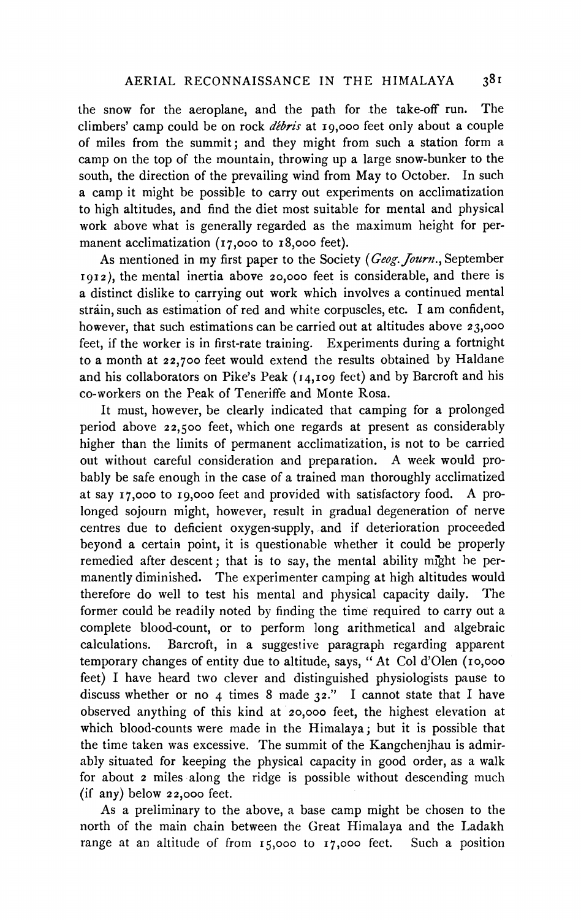the snow for the aeroplane, and the path for the take-off run. The climbers' camp could be on rock *débris* at 19,000 feet only about a couple of miles from the summit; and they might from such a station form a camp on the top of the mountain, throwing up a large snow-bunker to the south, the direction of the prevailing wind from May to October. In such a camp it might be possible to carry out experiments on acclimatization to high altitudes, and find the diet most suitable for mental and physical work above what is generally regarded as the maximum height for permanent acclimatization (17,000 to 18,000 feet).

As mentioned in my first paper to the Society (*Geog. Journ.*, September 1912), the mental inertia above 20,000 feet is considerable, and there is a distinct dislike to carrying out work which involves a continued mental strain, such as estimation of red and white corpuscles, etc. I am confident, however, that such estimations can be carried out at altitudes above 23,000 feet, if the worker is in first-rate training. Experiments during a fortnight to a month at 22,700 feet would extend the results obtained by Haldane and his collaborators on Pike's Peak (14,109 feet) and by Barcroft and his co-workers on the Peak of Teneriffe and Monte Rosa.

It must, however, be clearly indicated that camping for a prolonged period above 22,500 feet, which one regards at present as considerably higher than the limits of permanent acclimatization, is not to be carried out without careful consideration and preparation. A week would probably be safe enough in the case of a trained man thoroughly acclimatized at say 17,000 to 19,000 feet and provided with satisfactory food. A prolonged sojourn might, however, result in gradual degeneration of nerve centres due to deficient oxygen-supply, and if deterioration proceeded beyond a certain point, it is questionable whether it could be properly remedied after descent; that is to say, the mental ability might be permanently diminished. The experimenter camping at high altitudes would therefore do well to test his mental and physical capacity daily. The former could be readily noted by finding the time required to carry out a complete blood-count, or to perform long arithmetical and algebraic calculations. Barcroft, in a suggestive paragraph regarding apparent temporary changes of entity due to altitude, says, "At Col d'Olen (10,000 feet) I have heard two clever and distinguished physiologists pause to discuss whether or no 4 times 8 made 32." I cannot state that I have observed anything of this kind at 20,000 feet, the highest elevation at which blood-counts were made in the Himalaya; but it is possible that the time taken was excessive. The summit of the Kangchenjhau is admirably situated for keeping the physical capacity in good order, as a walk for about 2 miles along the ridge is possible without descending much (if any) below 22,000 feet.

As a preliminary to the above, a base camp might be chosen to the north of the main chain between the Great Himalaya and the Ladakh range at an altitude of from 15,000 to 17,000 feet. Such a position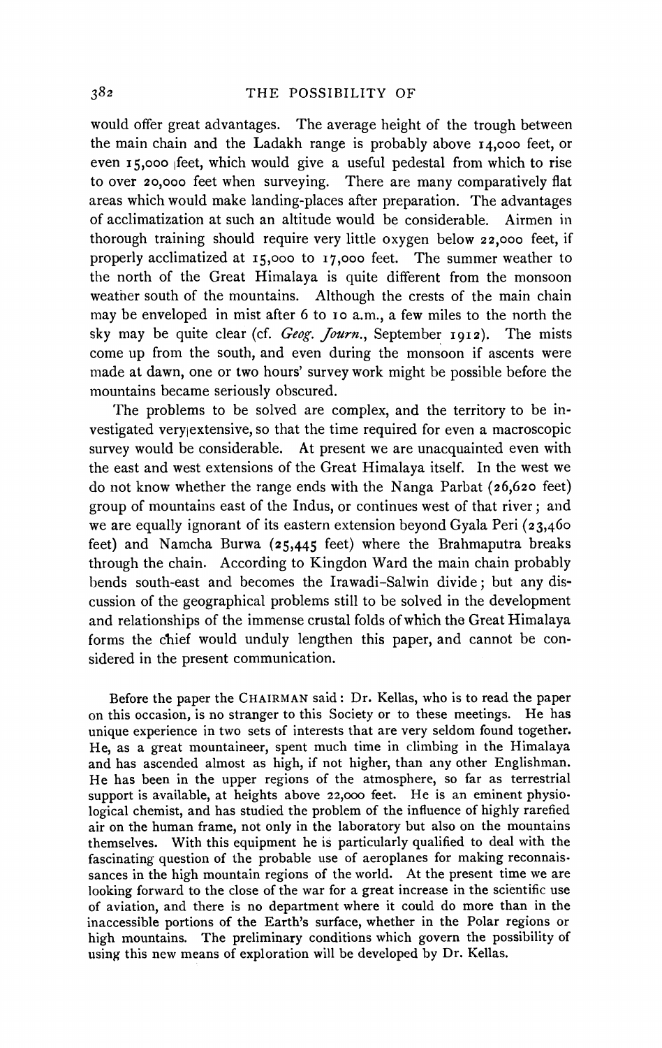would offer great advantages. The average height of the trough between the main chain and the Ladakh range is probably above 14,000 feet, or even 15,000 feet, which would give a useful pedestal from which to rise to over 20,000 feet when surveying. There are many comparatively flat areas which would make landing-places after preparation. The advantages of acclimatization at such an altitude would be considerable. Airmen in thorough training should require very little oxygen below 22,000 feet, if properly acclimatized at 15,000 to 17,000 feet. The summer weather to the north of the Great Himalaya is quite different from the monsoon weather south of the mountains. Although the crests of the main chain may be enveloped in mist after 6 to 10 a.m., a few miles to the north the sky may be quite clear (cf. *Geog. Journ.*, September 1912). The mists come up from the south, and even during the monsoon if ascents were made at dawn, one or two hours' survey work might be possible before the mountains became seriously obscured.

The problems to be solved are complex, and the territory to be investigated very extensive, so that the time required for even a macroscopic survey would be considerable. At present we are unacquainted even with the east and west extensions of the Great Himalaya itself. In the west we do not know whether the range ends with the Nanga Parbat (26,620 feet) group of mountains east of the Indus, or continues west of that river; and we are equally ignorant of its eastern extension beyond Gyala Peri (23,460 feet) and Namcha Burwa (25,445 feet) where the Brahmaputra breaks through the chain. According to Kingdon Ward the main chain probably bends south-east and becomes the Irawadi-Salwin divide; but any discussion of the geographical problems still to be solved in the development and relationships of the immense crustal folds of which the Great Himalaya forms the chief would unduly lengthen this paper, and cannot be considered in the present communication.

Before the paper the CHAIRMAN said: Dr. Kellas, who is to read the paper on this occasion, is no stranger to this Society or to these meetings. He has unique experience in two sets of interests that are very seldom found together. He, as a great mountaineer, spent much time in climbing in the Himalaya and has ascended almost as high, if not higher, than any other Englishman. He has been in the upper regions of the atmosphere, so far as terrestrial support is available, at heights above 22,000 feet. He is an eminent physiological chemist, and has studied the problem of the influence of highly rarefied air on the human frame, not only in the laboratory but also on the mountains themselves. With this equipment he is particularly qualified to deal with the fascinating question of the probable use of aeroplanes for making reconnaissances in the high mountain regions of the world. At the present time we are looking forward to the close of the war for a great increase in the scientific use of aviation, and there is no department where it could do more than in the inaccessible portions of the Earth's surface, whether in the Polar regions or high mountains. The preliminary conditions which govern the possibility of using this new means of exploration will be developed by Dr. Kellas.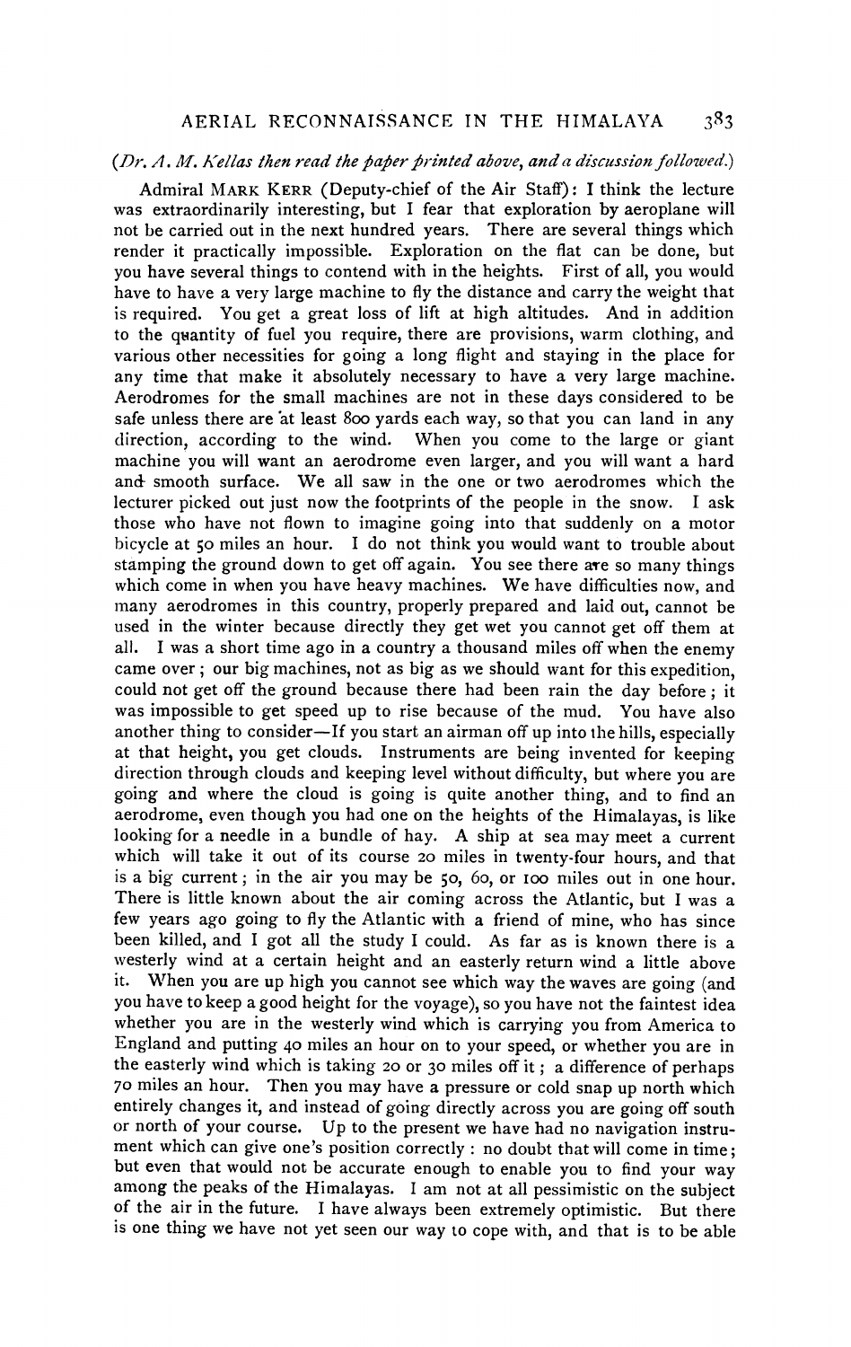*(Dr. A. M. Kellas then read the paper printed above, and a discussion followed.)*

Admiral MARK KERR (Deputy-chief of the Air Staff): I think the lecture was extraordinarily interesting, but I fear that exploration by aeroplane will not be carried out in the next hundred years. There are several things which render it practically impossible. Exploration on the flat can be done, but you have several things to contend with in the heights. First of all, you would have to have a very large machine to fly the distance and carry the weight that is required. You get a great loss of lift at high altitudes. And in addition to the quantity of fuel you require, there are provisions, warm clothing, and various other necessities for going a long flight and staying in the place for any time that make it absolutely necessary to have a very large machine. Aerodromes for the small machines are not in these days considered to be safe unless there are at least 800 yards each way, so that you can land in any direction, according to the wind. When you come to the large or giant machine you will want an aerodrome even larger, and you will want a hard and smooth surface. We all saw in the one or two aerodromes which the lecturer picked out just now the footprints of the people in the snow. I ask those who have not flown to imagine going into that suddenly on a motor bicycle at 50 miles an hour. I do not think you would want to trouble about stamping the ground down to get off again. You see there are so many things which come in when you have heavy machines. We have difficulties now, and many aerodromes in this country, properly prepared and laid out, cannot be used in the winter because directly they get wet you cannot get off them at all. I was a short time ago in a country a thousand miles off when the enemy came over; our big machines, not as big as we should want for this expedition, could not get off the ground because there had been rain the day before; it was impossible to get speed up to rise because of the mud. You have also another thing to consider—If you start an airman off up into the hills, especially at that height, you get clouds. Instruments are being invented for keeping direction through clouds and keeping level without difficulty, but where you are going and where the cloud is going is quite another thing, and to find an aerodrome, even though you had one on the heights of the Himalayas, is like looking for a needle in a bundle of hay. A ship at sea may meet a current which will take it out of its course 20 miles in twenty-four hours, and that is a big current; in the air you may be 50, 60, or 100 miles out in one hour. There is little known about the air coming across the Atlantic, but I was a few years ago going to fly the Atlantic with a friend of mine, who has since been killed, and I got all the study I could. As far as is known there is a westerly wind at a certain height and an easterly return wind a little above it. When you are up high you cannot see which way the waves are going (and you have to keep a good height for the voyage), so you have not the faintest idea whether you are in the westerly wind which is carrying you from America to England and putting 40 miles an hour on to your speed, or whether you are in the easterly wind which is taking 20 or 30 miles off it; a difference of perhaps 70 miles an hour. Then you may have a pressure or cold snap up north which entirely changes it, and instead of going directly across you are going off south or north of your course. Up to the present we have had no navigation instrument which can give one's position correctly: no doubt that will come in time; but even that would not be accurate enough to enable you to find your way among the peaks of the Himalayas. I am not at all pessimistic on the subject of the air in the future. I have always been extremely optimistic. But there is one thing we have not yet seen our way to cope with, and that is to be able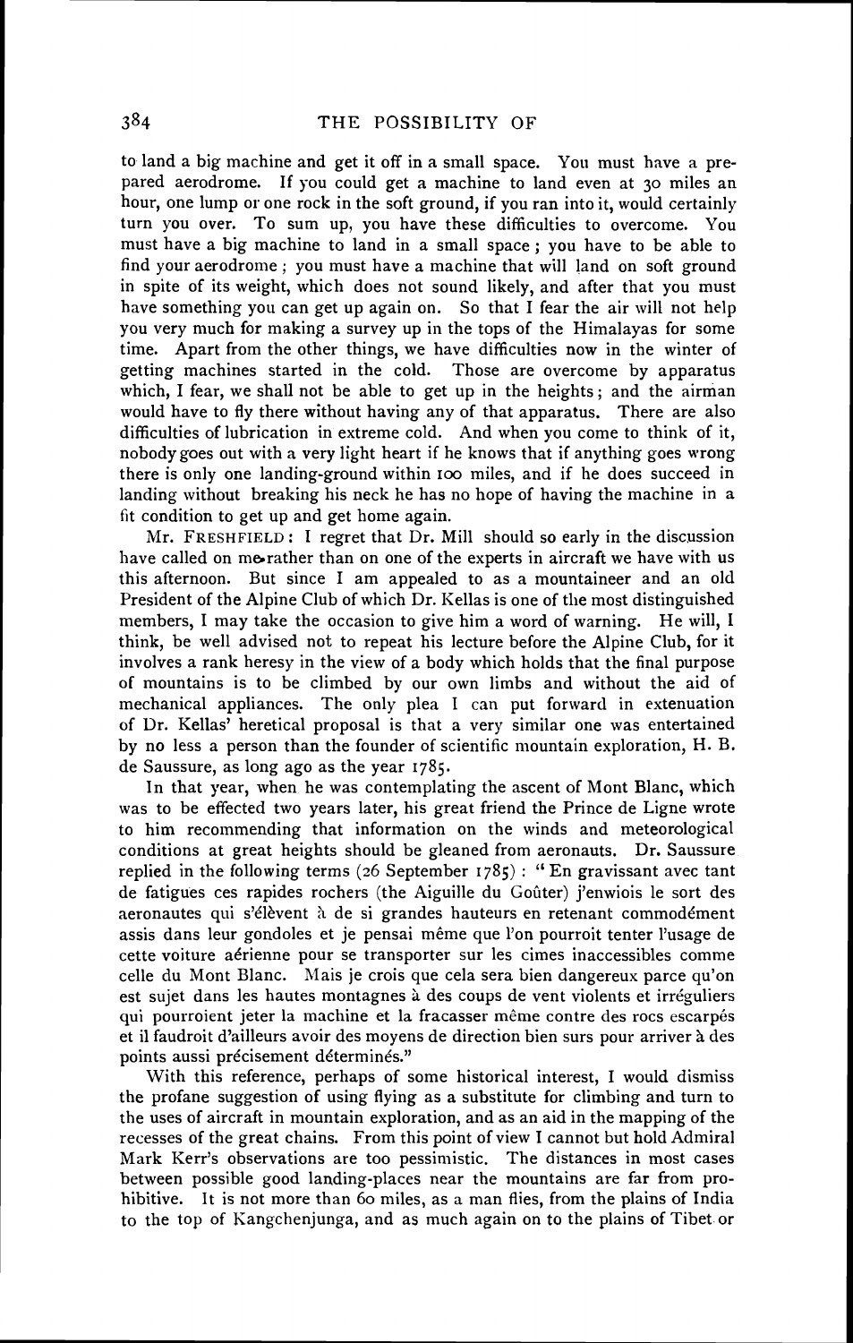to land a big machine and get it off in a small space. You must have a prepared aerodrome. If you could get a machine to land even at 30 miles an hour, one lump or one rock in the soft ground, if you ran into it, would certainly turn you over. To sum up, you have these difficulties to overcome. You must have a big machine to land in a small space; you have to be able to find your aerodrome; you must have a machine that will land on soft ground in spite of its weight, which does not sound likely, and after that you must have something you can get up again on. So that I fear the air will not help you very much for making a survey up in the tops of the Himalayas for some time. Apart from the other things, we have difficulties now in the winter of getting machines started in the cold. Those are overcome by apparatus which, I fear, we shall not be able to get up in the heights; and the airman would have to fly there without having any of that apparatus. There are also difficulties of lubrication in extreme cold. And when you come to think of it, nobody goes out with a very light heart if he knows that if anything goes wrong there is only one landing-ground within 100 miles, and if he does succeed in landing without breaking his neck he has no hope of having the machine in a fit condition to get up and get home again.

Mr. FRESHFIELD: I regret that Dr. Mill should so early in the discussion have called on me rather than on one of the experts in aircraft we have with us this afternoon. But since I am appealed to as a mountaineer and an old President of the Alpine Club of which Dr. Kellas is one of the most distinguished members, I may take the occasion to give him a word of warning. He will, I think, be well advised not to repeat his lecture before the Alpine Club, for it involves a rank heresy in the view of a body which holds that the final purpose of mountains is to be climbed by our own limbs and without the aid of mechanical appliances. The only plea I can put forward in extenuation of Dr. Kellas' heretical proposal is that a very similar one was entertained by no less a person than the founder of scientific mountain exploration, H. B. de Saussure, as long ago as the year 1785.

In that year, when he was contemplating the ascent of Mont Blanc, which was to be effected two years later, his great friend the Prince de Ligne wrote to him recommending that information on the winds and meteorological conditions at great heights should be gleaned from aeronauts. Dr. Saussure replied in the following terms (26 September 1785): "En gravissant avec tant de fatigues ces rapides rochers (the Aiguille du Goûter) j'enwiois le sort des aeronautes qui s'élèvent à de si grandes hauteurs en retenant commodément assis dans leur gondoles et je pensai même que l'on pourroit tenter l'usage de cette voiture aérienne pour se transporter sur les cimes inaccessibles comme celle du Mont Blanc. Mais je crois que cela sera bien dangereux parce qu'on est sujet dans les hautes montagnes à des coups de vent violents et irréguliers qui pourroient jeter la machine et la fracasser même contre des rocs escarpés et il faudroit d'ailleurs avoir des moyens de direction bien surs pour arriver à des points aussi précisement déterminés."

With this reference, perhaps of some historical interest, I would dismiss the profane suggestion of using flying as a substitute for climbing and turn to the uses of aircraft in mountain exploration, and as an aid in the mapping of the recesses of the great chains. From this point of view I cannot but hold Admiral Mark Kerr's observations are too pessimistic. The distances in most cases between possible good landing-places near the mountains are far from prohibitive. It is not more than 60 miles, as a man flies, from the plains of India to the top of Kangchenjunga, and as much again on to the plains of Tibet or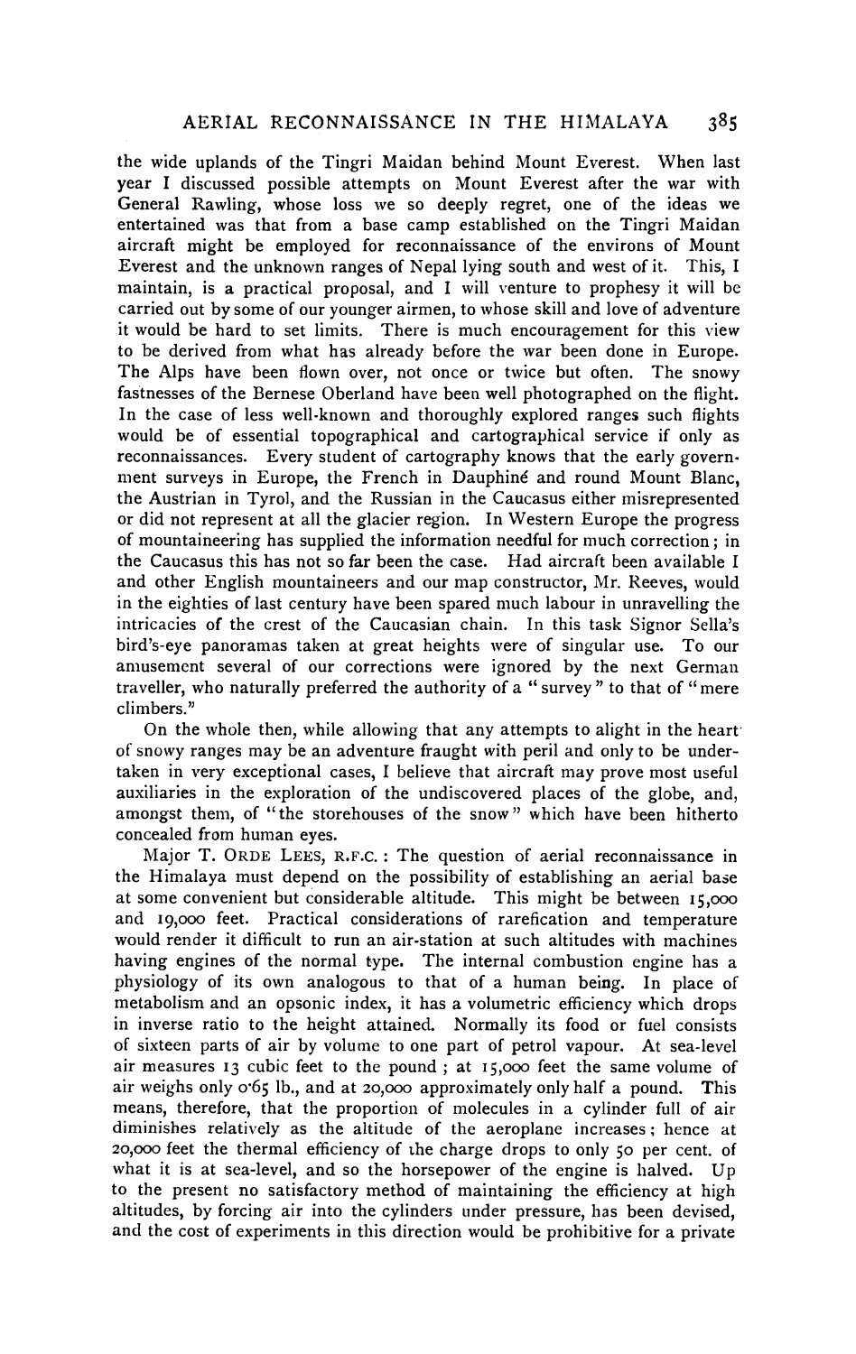the wide uplands of the Tingri Maidan behind Mount Everest. When last year I discussed possible attempts on Mount Everest after the war with General Rawling, whose loss we so deeply regret, one of the ideas we entertained was that from a base camp established on the Tingri Maidan aircraft might be employed for reconnaissance of the environs of Mount Everest and the unknown ranges of Nepal lying south and west of it. This, I maintain, is a practical proposal, and I will venture to prophesy it will be carried out by some of our younger airmen, to whose skill and love of adventure it would be hard to set limits. There is much encouragement for this view to be derived from what has already before the war been done in Europe. The Alps have been flown over, not once or twice but often. The snowy fastnesses of the Bernese Oberland have been well photographed on the flight. In the case of less well-known and thoroughly explored ranges such flights would be of essential topographical and cartographical service if only as reconnaissances. Every student of cartography knows that the early government surveys in Europe, the French in Dauphiné and round Mount Blanc, the Austrian in Tyrol, and the Russian in the Caucasus either misrepresented or did not represent at all the glacier region. In Western Europe the progress of mountaineering has supplied the information needful for much correction; in the Caucasus this has not so far been the case. Had aircraft been available I and other English mountaineers and our map constructor, Mr. Reeves, would in the eighties of last century have been spared much labour in unravelling the intricacies of the crest of the Caucasian chain. In this task Signor Sella's bird's-eye panoramas taken at great heights were of singular use. To our amusement several of our corrections were ignored by the next German traveller, who naturally preferred the authority of a "survey" to that of "mere climbers."

On the whole then, while allowing that any attempts to alight in the heart of snowy ranges may be an adventure fraught with peril and only to be undertaken in very exceptional cases, I believe that aircraft may prove most useful auxiliaries in the exploration of the undiscovered places of the globe, and, amongst them, of "the storehouses of the snow" which have been hitherto concealed from human eyes.

Major T. ORDE LEES, R.F.C.: The question of aerial reconnaissance in the Himalaya must depend on the possibility of establishing an aerial base at some convenient but considerable altitude. This might be between 15,000 and 19,000 feet. Practical considerations of rarefication and temperature would render it difficult to run an air-station at such altitudes with machines having engines of the normal type. The internal combustion engine has a physiology of its own analogous to that of a human being. In place of metabolism and an opsonic index, it has a volumetric efficiency which drops in inverse ratio to the height attained. Normally its food or fuel consists of sixteen parts of air by volume to one part of petrol vapour. At sea-level air measures 13 cubic feet to the pound; at 15,000 feet the same volume of air weighs only 0·65 lb., and at 20,000 approximately only half a pound. This means, therefore, that the proportion of molecules in a cylinder full of air diminishes relatively as the altitude of the aeroplane increases; hence at 20,000 feet the thermal efficiency of the charge drops to only 50 per cent. of what it is at sea-level, and so the horsepower of the engine is halved. Up to the present no satisfactory method of maintaining the efficiency at high altitudes, by forcing air into the cylinders under pressure, has been devised, and the cost of experiments in this direction would be prohibitive for a private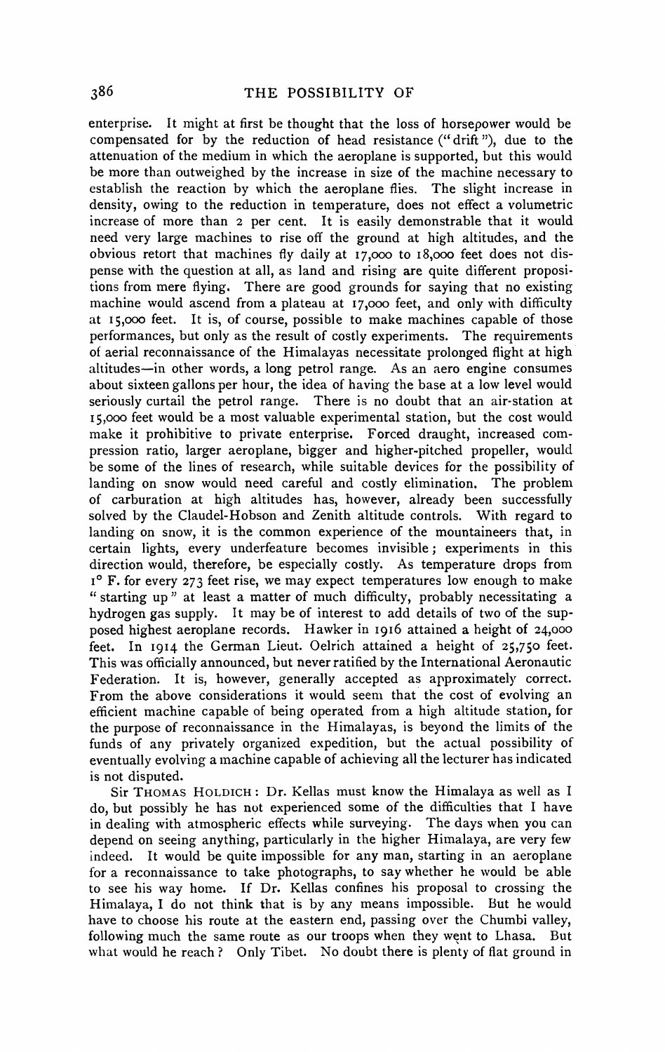enterprise. It might at first be thought that the loss of horsepower would be compensated for by the reduction of head resistance ("drift"), due to the attenuation of the medium in which the aeroplane is supported, but this would be more than outweighed by the increase in size of the machine necessary to establish the reaction by which the aeroplane flies. The slight increase in density, owing to the reduction in temperature, does not effect a volumetric increase of more than 2 per cent. It is easily demonstrable that it would need very large machines to rise off the ground at high altitudes, and the obvious retort that machines fly daily at 17,000 to 18,000 feet does not dispense with the question at all, as land and rising are quite different propositions from mere flying. There are good grounds for saying that no existing machine would ascend from a plateau at 17,000 feet, and only with difficulty at 15,000 feet. It is, of course, possible to make machines capable of those performances, but only as the result of costly experiments. The requirements of aerial reconnaissance of the Himalayas necessitate prolonged flight at high altitudes—in other words, a long petrol range. As an aero engine consumes about sixteen gallons per hour, the idea of having the base at a low level would seriously curtail the petrol range. There is no doubt that an air-station at 15,000 feet would be a most valuable experimental station, but the cost would make it prohibitive to private enterprise. Forced draught, increased compression ratio, larger aeroplane, bigger and higher-pitched propeller, would be some of the lines of research, while suitable devices for the possibility of landing on snow would need careful and costly elimination. The problem of carburation at high altitudes has, however, already been successfully solved by the Claudel-Hobson and Zenith altitude controls. With regard to landing on snow, it is the common experience of the mountaineers that, in certain lights, every underfeature becomes invisible; experiments in this direction would, therefore, be especially costly. As temperature drops from 1° F. for every 273 feet rise, we may expect temperatures low enough to make "starting up" at least a matter of much difficulty, probably necessitating a hydrogen gas supply. It may be of interest to add details of two of the supposed highest aeroplane records. Hawker in 1916 attained a height of 24,000 feet. In 1914 the German Lieut. Oelrich attained a height of 25,750 feet. This was officially announced, but never ratified by the International Aeronautic Federation. It is, however, generally accepted as approximately correct. From the above considerations it would seem that the cost of evolving an efficient machine capable of being operated from a high altitude station, for the purpose of reconnaissance in the Himalayas, is beyond the limits of the funds of any privately organized expedition, but the actual possibility of eventually evolving a machine capable of achieving all the lecturer has indicated is not disputed.

Sir Thomas Holdich: Dr. Kellas must know the Himalaya as well as I do, but possibly he has not experienced some of the difficulties that I have in dealing with atmospheric effects while surveying. The days when you can depend on seeing anything, particularly in the higher Himalaya, are very few indeed. It would be quite impossible for any man, starting in an aeroplane for a reconnaissance to take photographs, to say whether he would be able to see his way home. If Dr. Kellas confines his proposal to crossing the Himalaya, I do not think that is by any means impossible. But he would have to choose his route at the eastern end, passing over the Chumbi valley, following much the same route as our troops when they went to Lhasa. But what would he reach? Only Tibet. No doubt there is plenty of flat ground in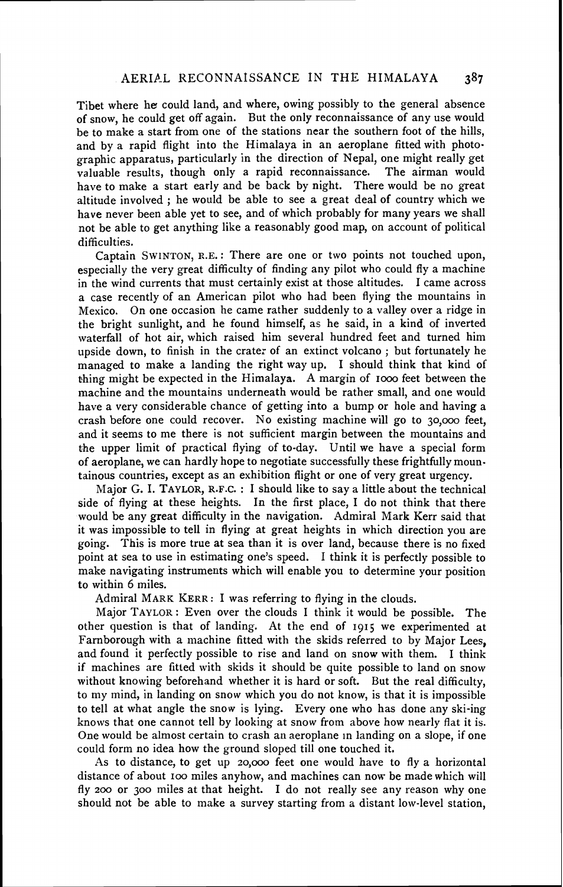Tibet where he could land, and where, owing possibly to the general absence of snow, he could get off again. But the only reconnaissance of any use would be to make a start from one of the stations near the southern foot of the hills, and by a rapid flight into the Himalaya in an aeroplane fitted with photographic apparatus, particularly in the direction of Nepal, one might really get valuable results, though only a rapid reconnaissance. The airman would have to make a start early and be back by night. There would be no great altitude involved ; he would be able to see a great deal of country which we have never been able yet to see, and of which probably for many years we shall not be able to get anything like a reasonably good map, on account of political difficulties.

Captain SWINTON, R.E. : There are one or two points not touched upon, especially the very great difficulty of finding any pilot who could fly a machine in the wind currents that must certainly exist at those altitudes. I came across a case recently of an American pilot who had been flying the mountains in Mexico. On one occasion he came rather suddenly to a valley over a ridge in the bright sunlight, and he found himself, as he said, in a kind of inverted waterfall of hot air, which raised him several hundred feet and turned him upside down, to finish in the crater of an extinct volcano ; but fortunately he managed to make a landing the right way up. I should think that kind of thing might be expected in the Himalaya. A margin of 1000 feet between the machine and the mountains underneath would be rather small, and one would have a very considerable chance of getting into a bump or hole and having a crash before one could recover. No existing machine will go to 30,000 feet, and it seems to me there is not sufficient margin between the mountains and the upper limit of practical flying of to-day. Until we have a special form of aeroplane, we can hardly hope to negotiate successfully these frightfully mountainous countries, except as an exhibition flight or one of very great urgency.

Major G. I. TAYLOR, R.F.C. : I should like to say a little about the technical side of flying at these heights. In the first place, I do not think that there would be any great difficulty in the navigation. Admiral Mark Kerr said that it was impossible to tell in flying at great heights in which direction you are going. This is more true at sea than it is over land, because there is no fixed point at sea to use in estimating one's speed. I think it is perfectly possible to make navigating instruments which will enable you to determine your position to within 6 miles.

Admiral MARK KERR : I was referring to flying in the clouds.

Major TAYLOR : Even over the clouds I think it would be possible. The other question is that of landing. At the end of 1915 we experimented at Farnborough with a machine fitted with the skids referred to by Major Lees, and found it perfectly possible to rise and land on snow with them. I think if machines are fitted with skids it should be quite possible to land on snow without knowing beforehand whether it is hard or soft. But the real difficulty, to my mind, in landing on snow which you do not know, is that it is impossible to tell at what angle the snow is lying. Every one who has done any ski-ing knows that one cannot tell by looking at snow from above how nearly flat it is. One would be almost certain to crash an aeroplane in landing on a slope, if one could form no idea how the ground sloped till one touched it.

As to distance, to get up 20,000 feet one would have to fly a horizontal distance of about 100 miles anyhow, and machines can now be made which will fly 200 or 300 miles at that height. I do not really see any reason why one should not be able to make a survey starting from a distant low-level station,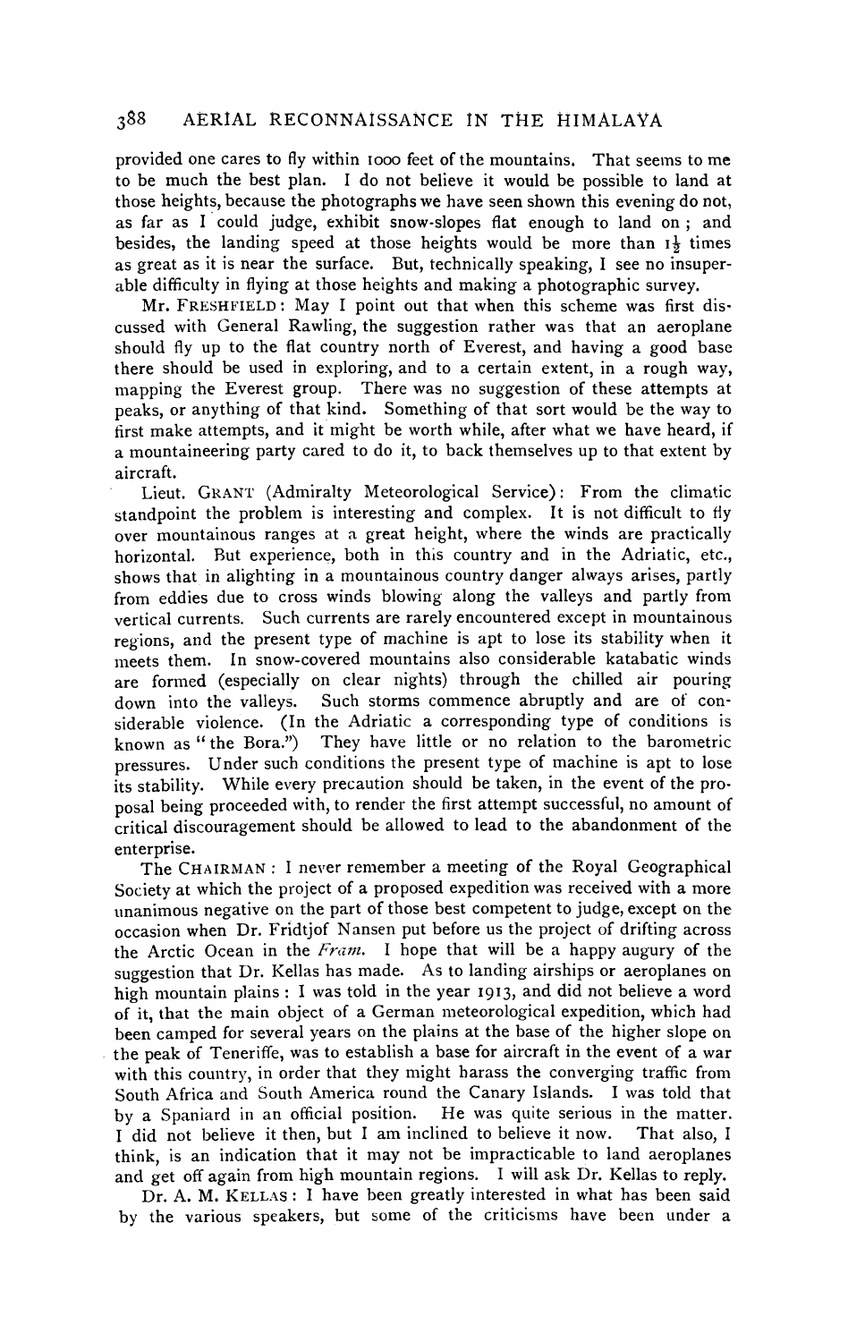provided one cares to fly within 1000 feet of the mountains. That seems to me to be much the best plan. I do not believe it would be possible to land at those heights, because the photographs we have seen shown this evening do not, as far as I could judge, exhibit snow-slopes flat enough to land on; and besides, the landing speed at those heights would be more than $1\frac{1}{2}$ times as great as it is near the surface. But, technically speaking, I see no insuperable difficulty in flying at those heights and making a photographic survey.

Mr. FRESHFIELD: May I point out that when this scheme was first discussed with General Rawling, the suggestion rather was that an aeroplane should fly up to the flat country north of Everest, and having a good base there should be used in exploring, and to a certain extent, in a rough way, mapping the Everest group. There was no suggestion of these attempts at peaks, or anything of that kind. Something of that sort would be the way to first make attempts, and it might be worth while, after what we have heard, if a mountaineering party cared to do it, to back themselves up to that extent by aircraft.

Lieut. GRANT (Admiralty Meteorological Service): From the climatic standpoint the problem is interesting and complex. It is not difficult to fly over mountainous ranges at a great height, where the winds are practically horizontal. But experience, both in this country and in the Adriatic, etc., shows that in alighting in a mountainous country danger always arises, partly from eddies due to cross winds blowing along the valleys and partly from vertical currents. Such currents are rarely encountered except in mountainous regions, and the present type of machine is apt to lose its stability when it meets them. In snow-covered mountains also considerable katabatic winds are formed (especially on clear nights) through the chilled air pouring down into the valleys. Such storms commence abruptly and are of considerable violence. (In the Adriatic a corresponding type of conditions is known as "the Bora.") They have little or no relation to the barometric pressures. Under such conditions the present type of machine is apt to lose its stability. While every precaution should be taken, in the event of the proposal being proceeded with, to render the first attempt successful, no amount of critical discouragement should be allowed to lead to the abandonment of the enterprise.

The CHAIRMAN: I never remember a meeting of the Royal Geographical Society at which the project of a proposed expedition was received with a more unanimous negative on the part of those best competent to judge, except on the occasion when Dr. Fridtjof Nansen put before us the project of drifting across the Arctic Ocean in the *Fram*. I hope that will be a happy augury of the suggestion that Dr. Kellas has made. As to landing airships or aeroplanes on high mountain plains: I was told in the year 1913, and did not believe a word of it, that the main object of a German meteorological expedition, which had been camped for several years on the plains at the base of the higher slope on the peak of Teneriffe, was to establish a base for aircraft in the event of a war with this country, in order that they might harass the converging traffic from South Africa and South America round the Canary Islands. I was told that by a Spaniard in an official position. He was quite serious in the matter. I did not believe it then, but I am inclined to believe it now. That also, I think, is an indication that it may not be impracticable to land aeroplanes and get off again from high mountain regions. I will ask Dr. Kellas to reply.

Dr. A. M. KELLAS: I have been greatly interested in what has been said by the various speakers, but some of the criticisms have been under a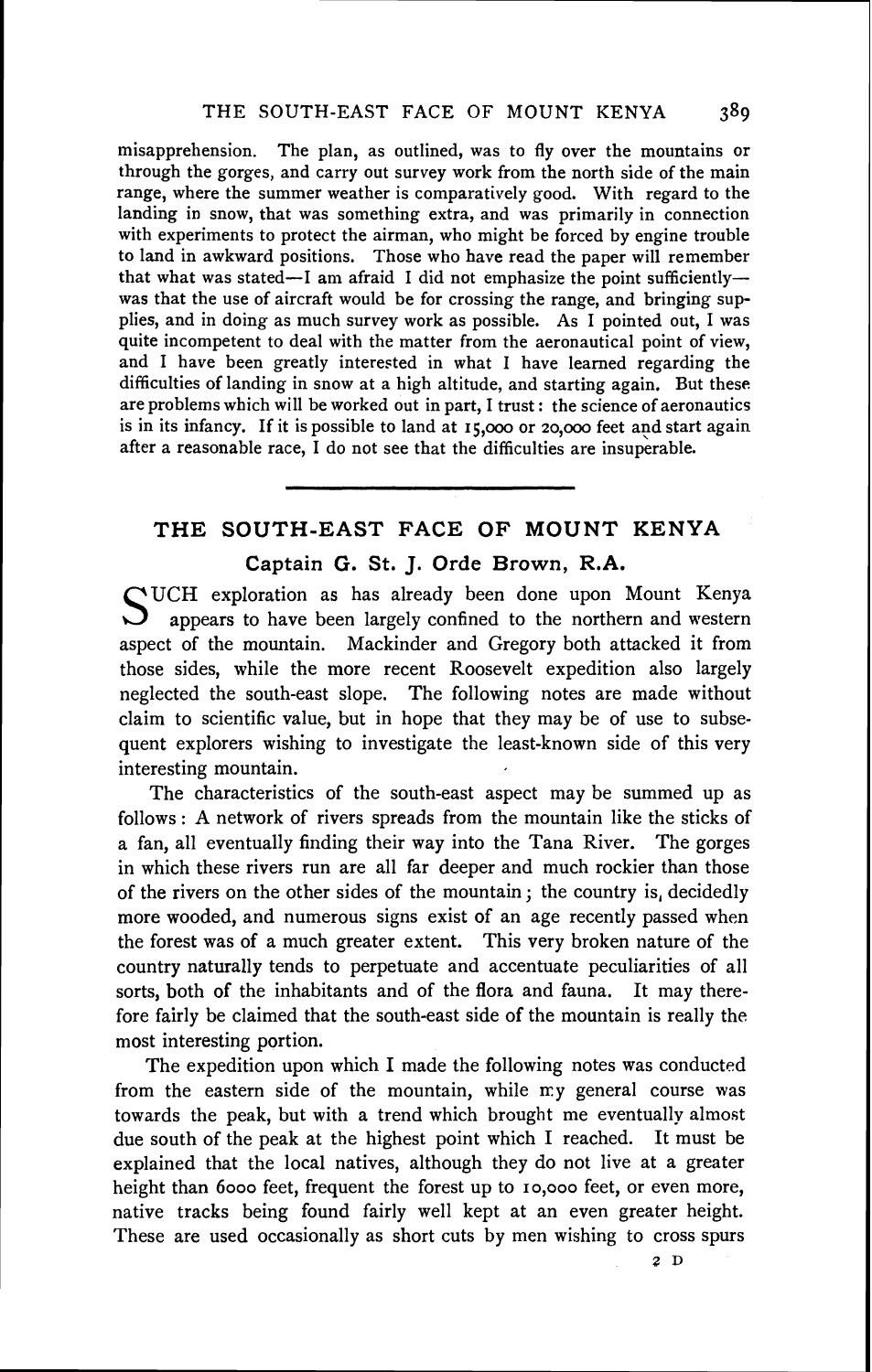misapprehension. The plan, as outlined, was to fly over the mountains or through the gorges, and carry out survey work from the north side of the main range, where the summer weather is comparatively good. With regard to the landing in snow, that was something extra, and was primarily in connection with experiments to protect the airman, who might be forced by engine trouble to land in awkward positions. Those who have read the paper will remember that what was stated—I am afraid I did not emphasize the point sufficiently—was that the use of aircraft would be for crossing the range, and bringing supplies, and in doing as much survey work as possible. As I pointed out, I was quite incompetent to deal with the matter from the aeronautical point of view, and I have been greatly interested in what I have learned regarding the difficulties of landing in snow at a high altitude, and starting again. But these are problems which will be worked out in part, I trust: the science of aeronautics is in its infancy. If it is possible to land at 15,000 or 20,000 feet and start again after a reasonable race, I do not see that the difficulties are insuperable.

---

## THE SOUTH-EAST FACE OF MOUNT KENYA

### Captain G. St. J. Orde Brown, R.A.

SUCH exploration as has already been done upon Mount Kenya appears to have been largely confined to the northern and western aspect of the mountain. Mackinder and Gregory both attacked it from those sides, while the more recent Roosevelt expedition also largely neglected the south-east slope. The following notes are made without claim to scientific value, but in hope that they may be of use to subsequent explorers wishing to investigate the least-known side of this very interesting mountain.

The characteristics of the south-east aspect may be summed up as follows: A network of rivers spreads from the mountain like the sticks of a fan, all eventually finding their way into the Tana River. The gorges in which these rivers run are all far deeper and much rockier than those of the rivers on the other sides of the mountain; the country is, decidedly more wooded, and numerous signs exist of an age recently passed when the forest was of a much greater extent. This very broken nature of the country naturally tends to perpetuate and accentuate peculiarities of all sorts, both of the inhabitants and of the flora and fauna. It may therefore fairly be claimed that the south-east side of the mountain is really the most interesting portion.

The expedition upon which I made the following notes was conducted from the eastern side of the mountain, while my general course was towards the peak, but with a trend which brought me eventually almost due south of the peak at the highest point which I reached. It must be explained that the local natives, although they do not live at a greater height than 6000 feet, frequent the forest up to 10,000 feet, or even more, native tracks being found fairly well kept at an even greater height. These are used occasionally as short cuts by men wishing to cross spurs